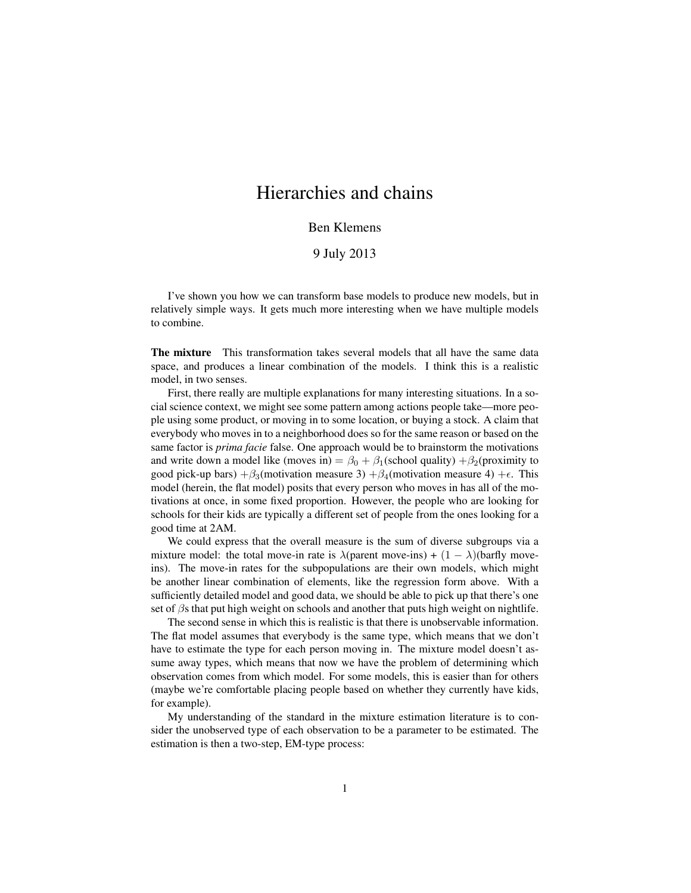# Hierarchies and chains

Ben Klemens

9 July 2013

I've shown you how we can transform base models to produce new models, but in relatively simple ways. It gets much more interesting when we have multiple models to combine.

**The mixture** This transformation takes several models that all have the same data space, and produces a linear combination of the models. I think this is a realistic model, in two senses.

First, there really are multiple explanations for many interesting situations. In a social science context, we might see some pattern among actions people take—more people using some product, or moving in to some location, or buying a stock. A claim that everybody who moves in to a neighborhood does so for the same reason or based on the same factor is *prima facie* false. One approach would be to brainstorm the motivations and write down a model like (moves in) $= \beta_0 + \beta_1$(school quality) $+\beta_2$(proximity to good pick-up bars) $+\beta_3$(motivation measure 3) $+\beta_4$(motivation measure 4) $+\epsilon$. This model (herein, the flat model) posits that every person who moves in has all of the motivations at once, in some fixed proportion. However, the people who are looking for schools for their kids are typically a different set of people from the ones looking for a good time at 2AM.

We could express that the overall measure is the sum of diverse subgroups via a mixture model: the total move-in rate is $\lambda$(parent move-ins) + $(1 - \lambda)$(barfly move-ins). The move-in rates for the subpopulations are their own models, which might be another linear combination of elements, like the regression form above. With a sufficiently detailed model and good data, we should be able to pick up that there's one set of $\beta$s that put high weight on schools and another that puts high weight on nightlife.

The second sense in which this is realistic is that there is unobservable information. The flat model assumes that everybody is the same type, which means that we don't have to estimate the type for each person moving in. The mixture model doesn't assume away types, which means that now we have the problem of determining which observation comes from which model. For some models, this is easier than for others (maybe we're comfortable placing people based on whether they currently have kids, for example).

My understanding of the standard in the mixture estimation literature is to consider the unobserved type of each observation to be a parameter to be estimated. The estimation is then a two-step, EM-type process: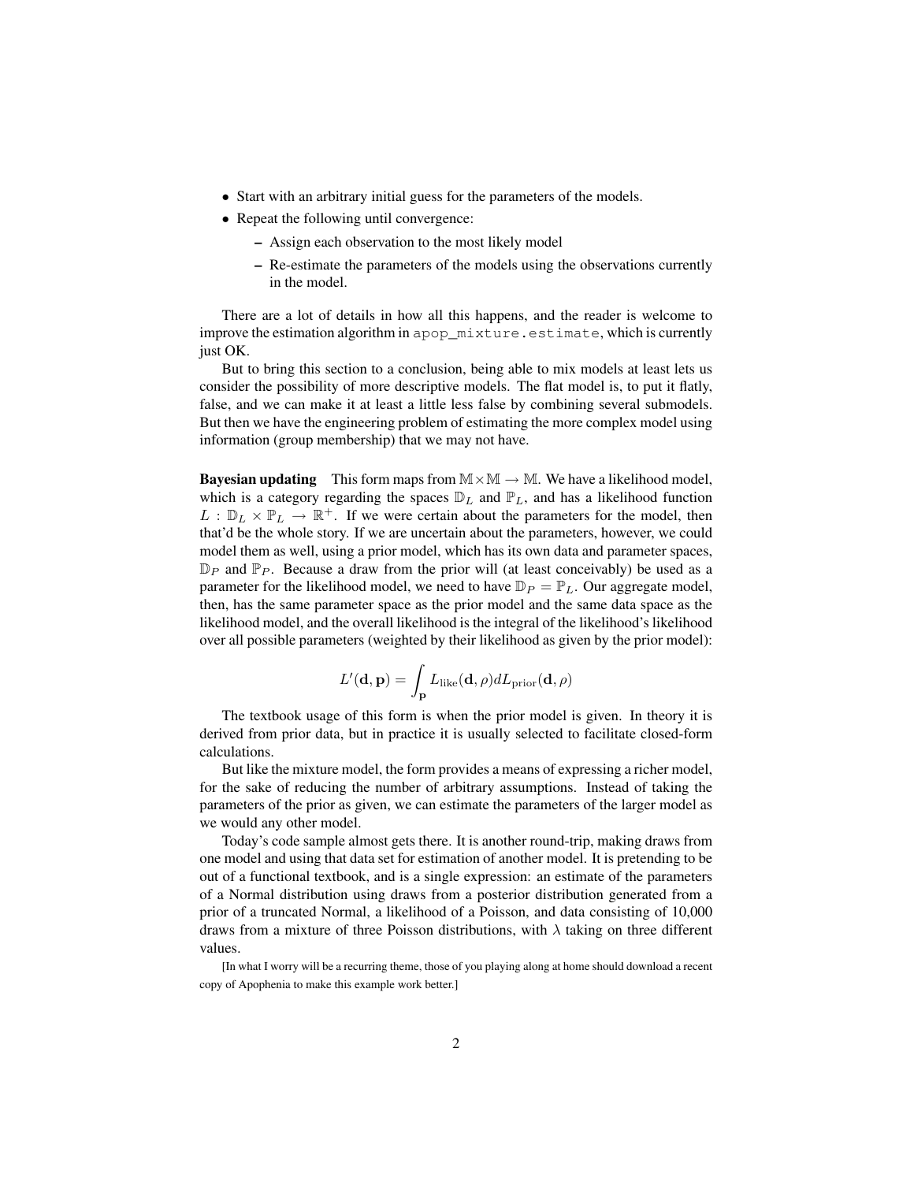- Start with an arbitrary initial guess for the parameters of the models.
- Repeat the following until convergence:
  - Assign each observation to the most likely model
  - Re-estimate the parameters of the models using the observations currently in the model.

There are a lot of details in how all this happens, and the reader is welcome to improve the estimation algorithm in `apop_mixture.estimate`, which is currently just OK.

But to bring this section to a conclusion, being able to mix models at least lets us consider the possibility of more descriptive models. The flat model is, to put it flatly, false, and we can make it at least a little less false by combining several submodels. But then we have the engineering problem of estimating the more complex model using information (group membership) that we may not have.

**Bayesian updating** This form maps from $\mathbb{M} \times \mathbb{M} \to \mathbb{M}$. We have a likelihood model, which is a category regarding the spaces $\mathbb{D}_L$ and $\mathbb{P}_L$, and has a likelihood function $L : \mathbb{D}_L \times \mathbb{P}_L \to \mathbb{R}^+$. If we were certain about the parameters for the model, then that'd be the whole story. If we are uncertain about the parameters, however, we could model them as well, using a prior model, which has its own data and parameter spaces, $\mathbb{D}_P$ and $\mathbb{P}_P$. Because a draw from the prior will (at least conceivably) be used as a parameter for the likelihood model, we need to have $\mathbb{D}_P = \mathbb{P}_L$. Our aggregate model, then, has the same parameter space as the prior model and the same data space as the likelihood model, and the overall likelihood is the integral of the likelihood's likelihood over all possible parameters (weighted by their likelihood as given by the prior model):

$$L'(\mathbf{d}, \mathbf{p}) = \int_{\mathbf{p}} L_{\text{like}}(\mathbf{d}, \rho) dL_{\text{prior}}(\mathbf{d}, \rho)$$

The textbook usage of this form is when the prior model is given. In theory it is derived from prior data, but in practice it is usually selected to facilitate closed-form calculations.

But like the mixture model, the form provides a means of expressing a richer model, for the sake of reducing the number of arbitrary assumptions. Instead of taking the parameters of the prior as given, we can estimate the parameters of the larger model as we would any other model.

Today's code sample almost gets there. It is another round-trip, making draws from one model and using that data set for estimation of another model. It is pretending to be out of a functional textbook, and is a single expression: an estimate of the parameters of a Normal distribution using draws from a posterior distribution generated from a prior of a truncated Normal, a likelihood of a Poisson, and data consisting of 10,000 draws from a mixture of three Poisson distributions, with $\lambda$ taking on three different values.

[In what I worry will be a recurring theme, those of you playing along at home should download a recent copy of Apophenia to make this example work better.]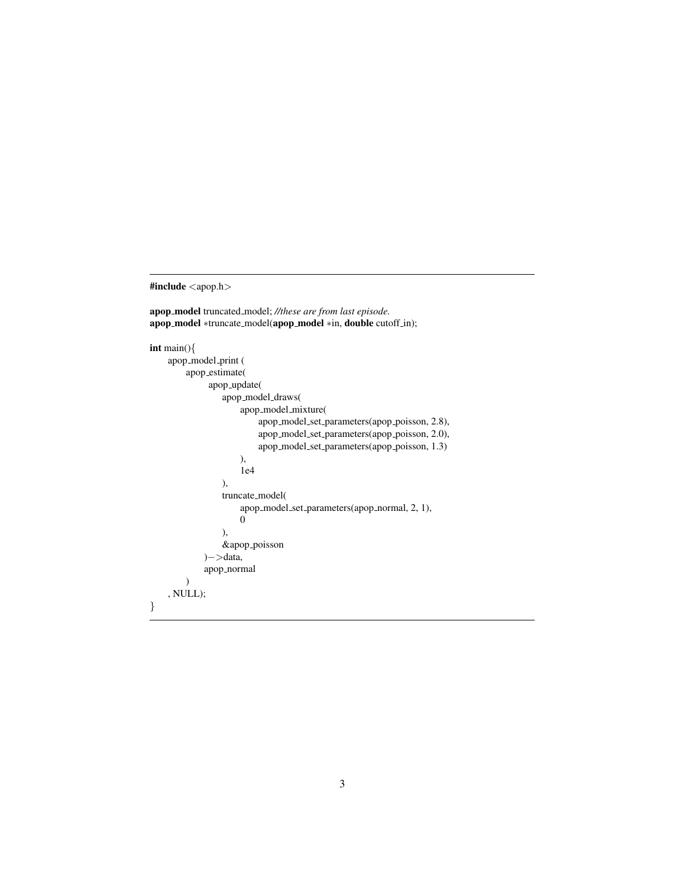```c
#include <apop.h>

apop_model truncated_model; //these are from last episode.
apop_model *truncate_model(apop_model *in, double cutoff_in);

int main(){
    apop_model_print (
        apop_estimate(
            apop_update(
                apop_model_draws(
                    apop_model_mixture(
                        apop_model_set_parameters(apop_poisson, 2.8),
                        apop_model_set_parameters(apop_poisson, 2.0),
                        apop_model_set_parameters(apop_poisson, 1.3)
                    ),
                    1e4
                ),
                truncate_model(
                    apop_model_set_parameters(apop_normal, 2, 1),
                    0
                ),
                &apop_poisson
            )->data,
            apop_normal
        )
    , NULL);
}
```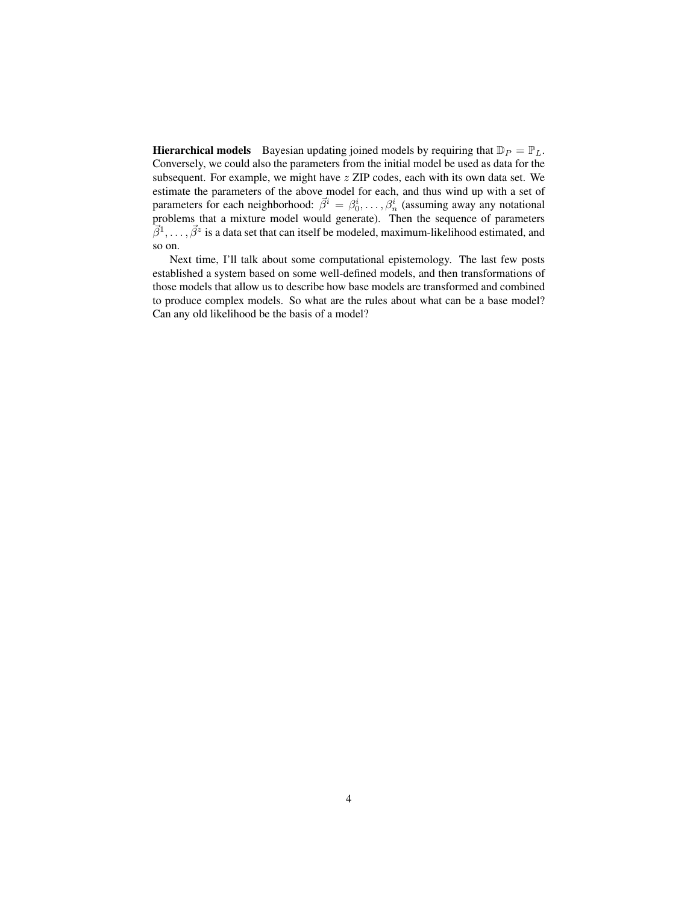**Hierarchical models** Bayesian updating joined models by requiring that $\mathbb{D}_P = \mathbb{P}_L$. Conversely, we could also the parameters from the initial model be used as data for the subsequent. For example, we might have $z$ ZIP codes, each with its own data set. We estimate the parameters of the above model for each, and thus wind up with a set of parameters for each neighborhood: $\vec{\beta}^i = \beta_0^i, \ldots, \beta_n^i$ (assuming away any notational problems that a mixture model would generate). Then the sequence of parameters $\vec{\beta}^1, \ldots, \vec{\beta}^z$ is a data set that can itself be modeled, maximum-likelihood estimated, and so on.

Next time, I'll talk about some computational epistemology. The last few posts established a system based on some well-defined models, and then transformations of those models that allow us to describe how base models are transformed and combined to produce complex models. So what are the rules about what can be a base model? Can any old likelihood be the basis of a model?